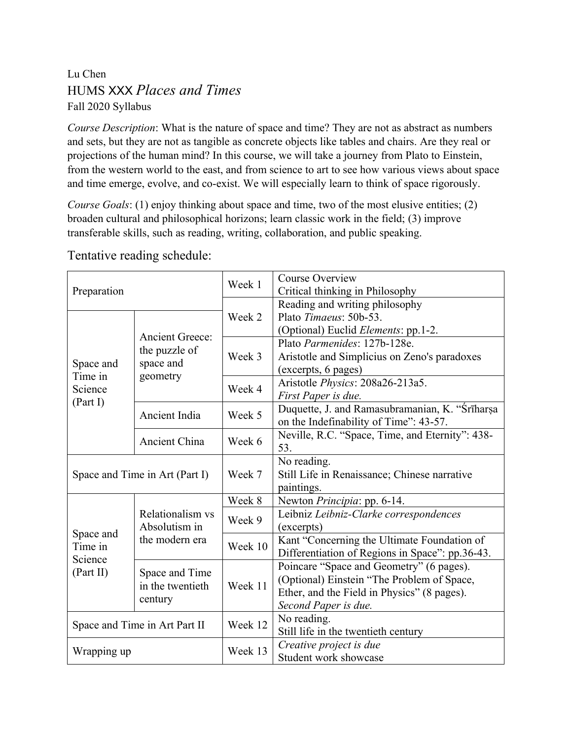Lu Chen

# HUMS XXX *Places and Times*

Fall 2020 Syllabus

*Course Description*: What is the nature of space and time? They are not as abstract as numbers and sets, but they are not as tangible as concrete objects like tables and chairs. Are they real or projections of the human mind? In this course, we will take a journey from Plato to Einstein, from the western world to the east, and from science to art to see how various views about space and time emerge, evolve, and co-exist. We will especially learn to think of space rigorously.

*Course Goals*: (1) enjoy thinking about space and time, two of the most elusive entities; (2) broaden cultural and philosophical horizons; learn classic work in the field; (3) improve transferable skills, such as reading, writing, collaboration, and public speaking.

## Tentative reading schedule:

| Section | Topic | Week | Readings |
|---|---|---|---|
| Preparation | | Week 1 | Course Overview<br>Critical thinking in Philosophy |
| Space and Time in Science (Part I) | Ancient Greece: the puzzle of space and geometry | Week 2 | Reading and writing philosophy<br>Plato *Timaeus*: 50b-53.<br>(Optional) Euclid *Elements*: pp.1-2. |
| | | Week 3 | Plato *Parmenides*: 127b-128e.<br>Aristotle and Simplicius on Zeno's paradoxes (excerpts, 6 pages) |
| | | Week 4 | Aristotle *Physics*: 208a26-213a5.<br>*First Paper is due.* |
| | Ancient India | Week 5 | Duquette, J. and Ramasubramanian, K. "Śrīharṣa on the Indefinability of Time": 43-57. |
| | Ancient China | Week 6 | Neville, R.C. "Space, Time, and Eternity": 438-53. |
| Space and Time in Art (Part I) | | Week 7 | No reading.<br>Still Life in Renaissance; Chinese narrative paintings. |
| Space and Time in Science (Part II) | Relationalism vs Absolutism in the modern era | Week 8 | Newton *Principia*: pp. 6-14. |
| | | Week 9 | Leibniz *Leibniz-Clarke correspondences* (excerpts) |
| | | Week 10 | Kant "Concerning the Ultimate Foundation of Differentiation of Regions in Space": pp.36-43. |
| | Space and Time in the twentieth century | Week 11 | Poincare "Space and Geometry" (6 pages).<br>(Optional) Einstein "The Problem of Space, Ether, and the Field in Physics" (8 pages).<br>*Second Paper is due.* |
| Space and Time in Art Part II | | Week 12 | No reading.<br>Still life in the twentieth century |
| Wrapping up | | Week 13 | *Creative project is due*<br>Student work showcase |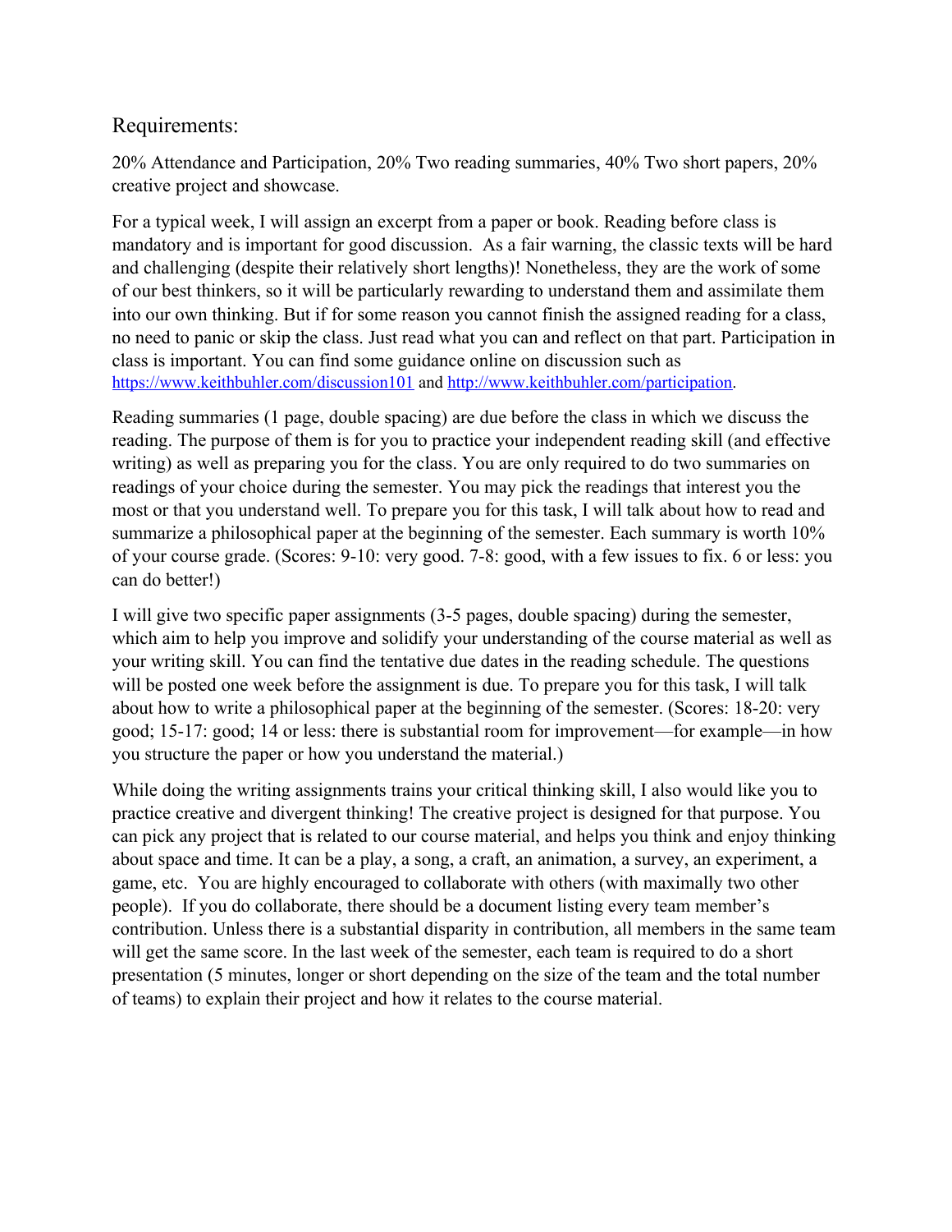## Requirements:

20% Attendance and Participation, 20% Two reading summaries, 40% Two short papers, 20% creative project and showcase.

For a typical week, I will assign an excerpt from a paper or book. Reading before class is mandatory and is important for good discussion. As a fair warning, the classic texts will be hard and challenging (despite their relatively short lengths)! Nonetheless, they are the work of some of our best thinkers, so it will be particularly rewarding to understand them and assimilate them into our own thinking. But if for some reason you cannot finish the assigned reading for a class, no need to panic or skip the class. Just read what you can and reflect on that part. Participation in class is important. You can find some guidance online on discussion such as [https://www.keithbuhler.com/discussion101](https://www.keithbuhler.com/discussion101) and [http://www.keithbuhler.com/participation](http://www.keithbuhler.com/participation).

Reading summaries (1 page, double spacing) are due before the class in which we discuss the reading. The purpose of them is for you to practice your independent reading skill (and effective writing) as well as preparing you for the class. You are only required to do two summaries on readings of your choice during the semester. You may pick the readings that interest you the most or that you understand well. To prepare you for this task, I will talk about how to read and summarize a philosophical paper at the beginning of the semester. Each summary is worth 10% of your course grade. (Scores: 9-10: very good. 7-8: good, with a few issues to fix. 6 or less: you can do better!)

I will give two specific paper assignments (3-5 pages, double spacing) during the semester, which aim to help you improve and solidify your understanding of the course material as well as your writing skill. You can find the tentative due dates in the reading schedule. The questions will be posted one week before the assignment is due. To prepare you for this task, I will talk about how to write a philosophical paper at the beginning of the semester. (Scores: 18-20: very good; 15-17: good; 14 or less: there is substantial room for improvement—for example—in how you structure the paper or how you understand the material.)

While doing the writing assignments trains your critical thinking skill, I also would like you to practice creative and divergent thinking! The creative project is designed for that purpose. You can pick any project that is related to our course material, and helps you think and enjoy thinking about space and time. It can be a play, a song, a craft, an animation, a survey, an experiment, a game, etc. You are highly encouraged to collaborate with others (with maximally two other people). If you do collaborate, there should be a document listing every team member's contribution. Unless there is a substantial disparity in contribution, all members in the same team will get the same score. In the last week of the semester, each team is required to do a short presentation (5 minutes, longer or short depending on the size of the team and the total number of teams) to explain their project and how it relates to the course material.